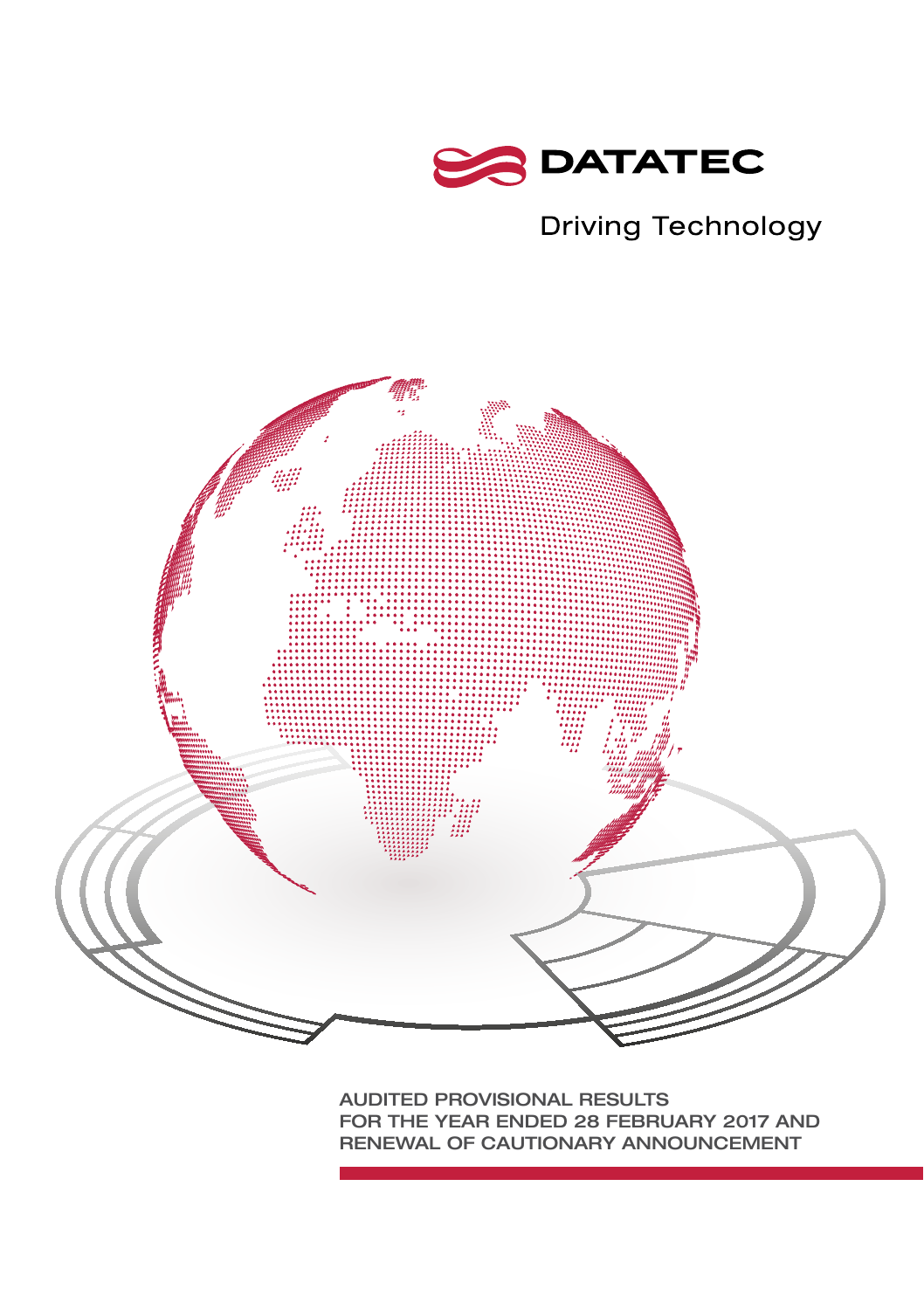DATATEC

Driving Technology

# AUDITED PROVISIONAL RESULTS FOR THE YEAR ENDED 28 FEBRUARY 2017 AND RENEWAL OF CAUTIONARY ANNOUNCEMENT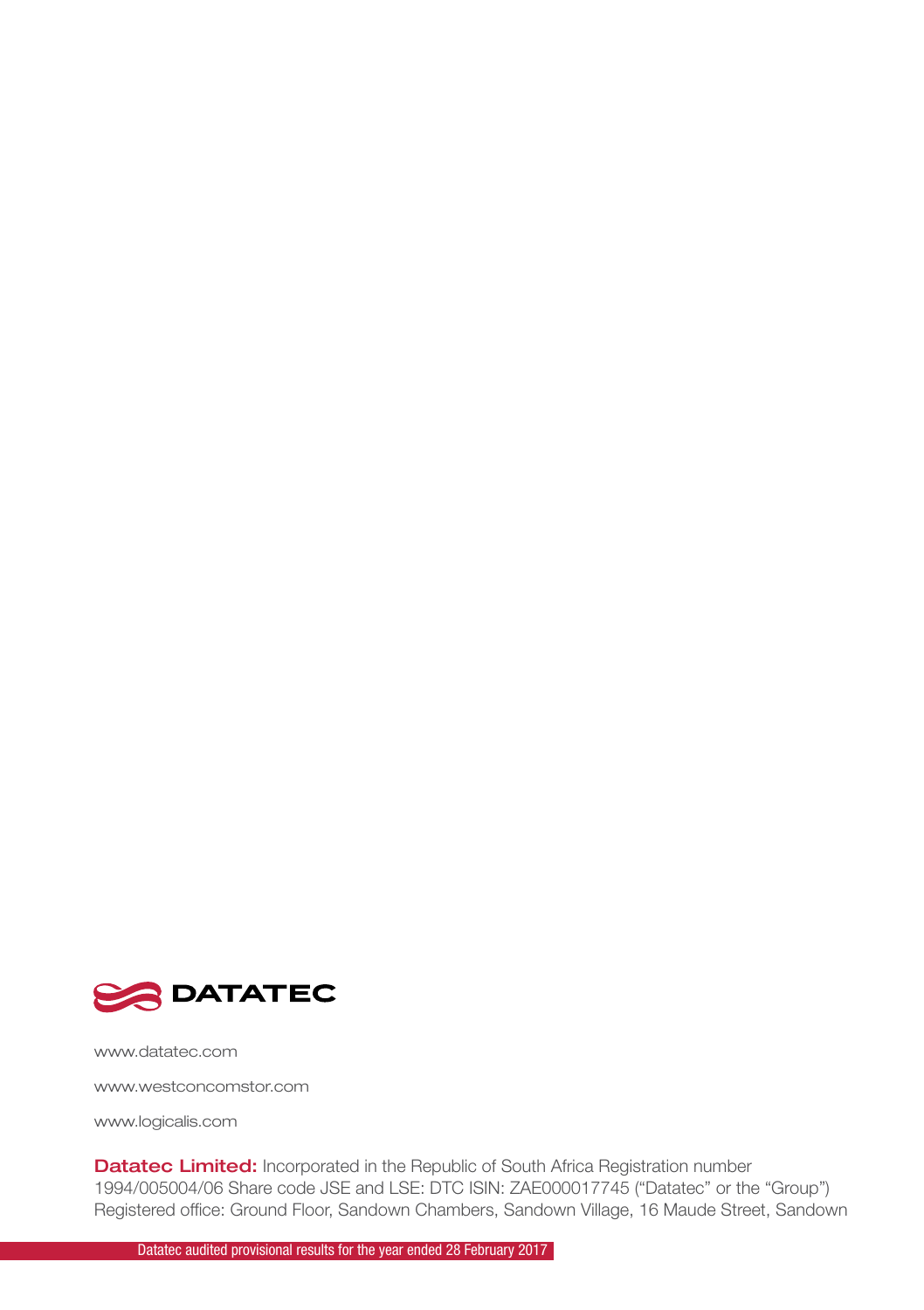DATATEC

www.datatec.com

www.westconcomstor.com

www.logicalis.com

**Datatec Limited:** Incorporated in the Republic of South Africa Registration number 1994/005004/06 Share code JSE and LSE: DTC ISIN: ZAE000017745 ("Datatec" or the "Group") Registered office: Ground Floor, Sandown Chambers, Sandown Village, 16 Maude Street, Sandown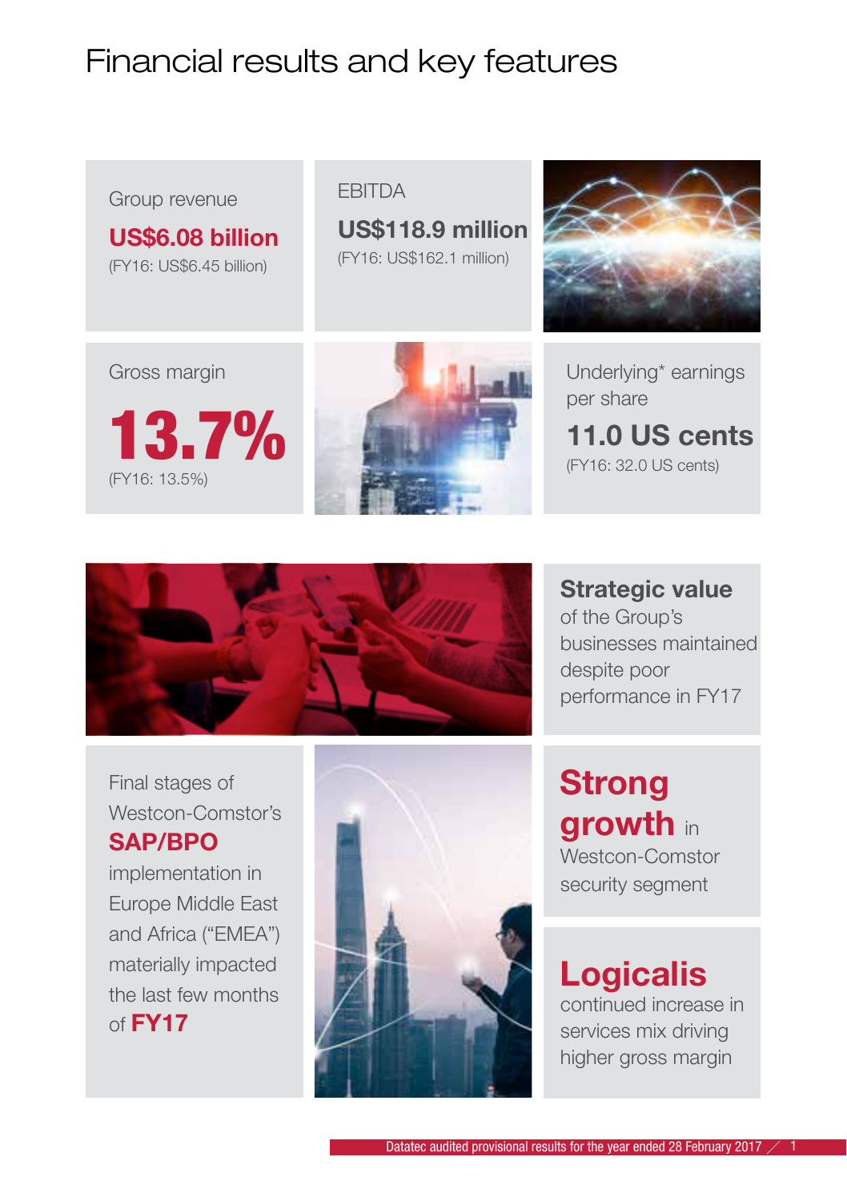# Financial results and key features

Group revenue

**US$6.08 billion**

(FY16: US$6.45 billion)

EBITDA

**US$118.9 million**

(FY16: US$162.1 million)

Gross margin

**13.7%**

(FY16: 13.5%)

Underlying* earnings per share

**11.0 US cents**

(FY16: 32.0 US cents)

**Strategic value** of the Group's businesses maintained despite poor performance in FY17

Final stages of Westcon-Comstor's **SAP/BPO** implementation in Europe Middle East and Africa ("EMEA") materially impacted the last few months of **FY17**

**Strong growth** in Westcon-Comstor security segment

**Logicalis** continued increase in services mix driving higher gross margin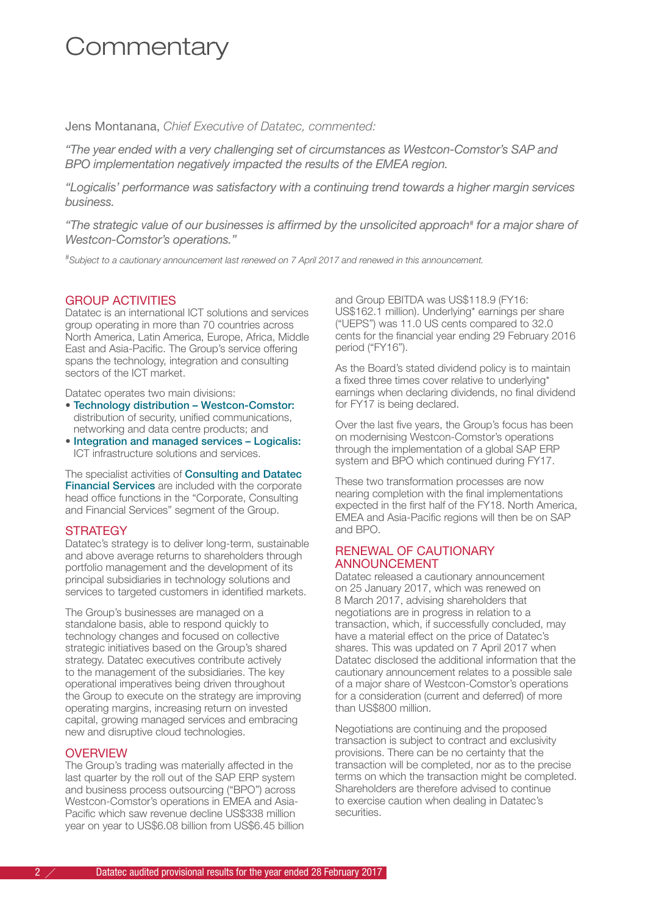# Commentary

Jens Montanana, *Chief Executive of Datatec, commented:*

*"The year ended with a very challenging set of circumstances as Westcon-Comstor's SAP and BPO implementation negatively impacted the results of the EMEA region.*

*"Logicalis' performance was satisfactory with a continuing trend towards a higher margin services business.*

*"The strategic value of our businesses is affirmed by the unsolicited approach# for a major share of Westcon-Comstor's operations."*

*#Subject to a cautionary announcement last renewed on 7 April 2017 and renewed in this announcement.*

## GROUP ACTIVITIES

Datatec is an international ICT solutions and services group operating in more than 70 countries across North America, Latin America, Europe, Africa, Middle East and Asia-Pacific. The Group's service offering spans the technology, integration and consulting sectors of the ICT market.

Datatec operates two main divisions:

- **Technology distribution – Westcon-Comstor:** distribution of security, unified communications, networking and data centre products; and
- **Integration and managed services – Logicalis:** ICT infrastructure solutions and services.

The specialist activities of **Consulting and Datatec Financial Services** are included with the corporate head office functions in the "Corporate, Consulting and Financial Services" segment of the Group.

## STRATEGY

Datatec's strategy is to deliver long-term, sustainable and above average returns to shareholders through portfolio management and the development of its principal subsidiaries in technology solutions and services to targeted customers in identified markets.

The Group's businesses are managed on a standalone basis, able to respond quickly to technology changes and focused on collective strategic initiatives based on the Group's shared strategy. Datatec executives contribute actively to the management of the subsidiaries. The key operational imperatives being driven throughout the Group to execute on the strategy are improving operating margins, increasing return on invested capital, growing managed services and embracing new and disruptive cloud technologies.

## OVERVIEW

The Group's trading was materially affected in the last quarter by the roll out of the SAP ERP system and business process outsourcing ("BPO") across Westcon-Comstor's operations in EMEA and Asia-Pacific which saw revenue decline US$338 million year on year to US$6.08 billion from US$6.45 billion and Group EBITDA was US$118.9 (FY16: US$162.1 million). Underlying* earnings per share ("UEPS") was 11.0 US cents compared to 32.0 cents for the financial year ending 29 February 2016 period ("FY16").

As the Board's stated dividend policy is to maintain a fixed three times cover relative to underlying* earnings when declaring dividends, no final dividend for FY17 is being declared.

Over the last five years, the Group's focus has been on modernising Westcon-Comstor's operations through the implementation of a global SAP ERP system and BPO which continued during FY17.

These two transformation processes are now nearing completion with the final implementations expected in the first half of the FY18. North America, EMEA and Asia-Pacific regions will then be on SAP and BPO.

## RENEWAL OF CAUTIONARY ANNOUNCEMENT

Datatec released a cautionary announcement on 25 January 2017, which was renewed on 8 March 2017, advising shareholders that negotiations are in progress in relation to a transaction, which, if successfully concluded, may have a material effect on the price of Datatec's shares. This was updated on 7 April 2017 when Datatec disclosed the additional information that the cautionary announcement relates to a possible sale of a major share of Westcon-Comstor's operations for a consideration (current and deferred) of more than US$800 million.

Negotiations are continuing and the proposed transaction is subject to contract and exclusivity provisions. There can be no certainty that the transaction will be completed, nor as to the precise terms on which the transaction might be completed. Shareholders are therefore advised to continue to exercise caution when dealing in Datatec's securities.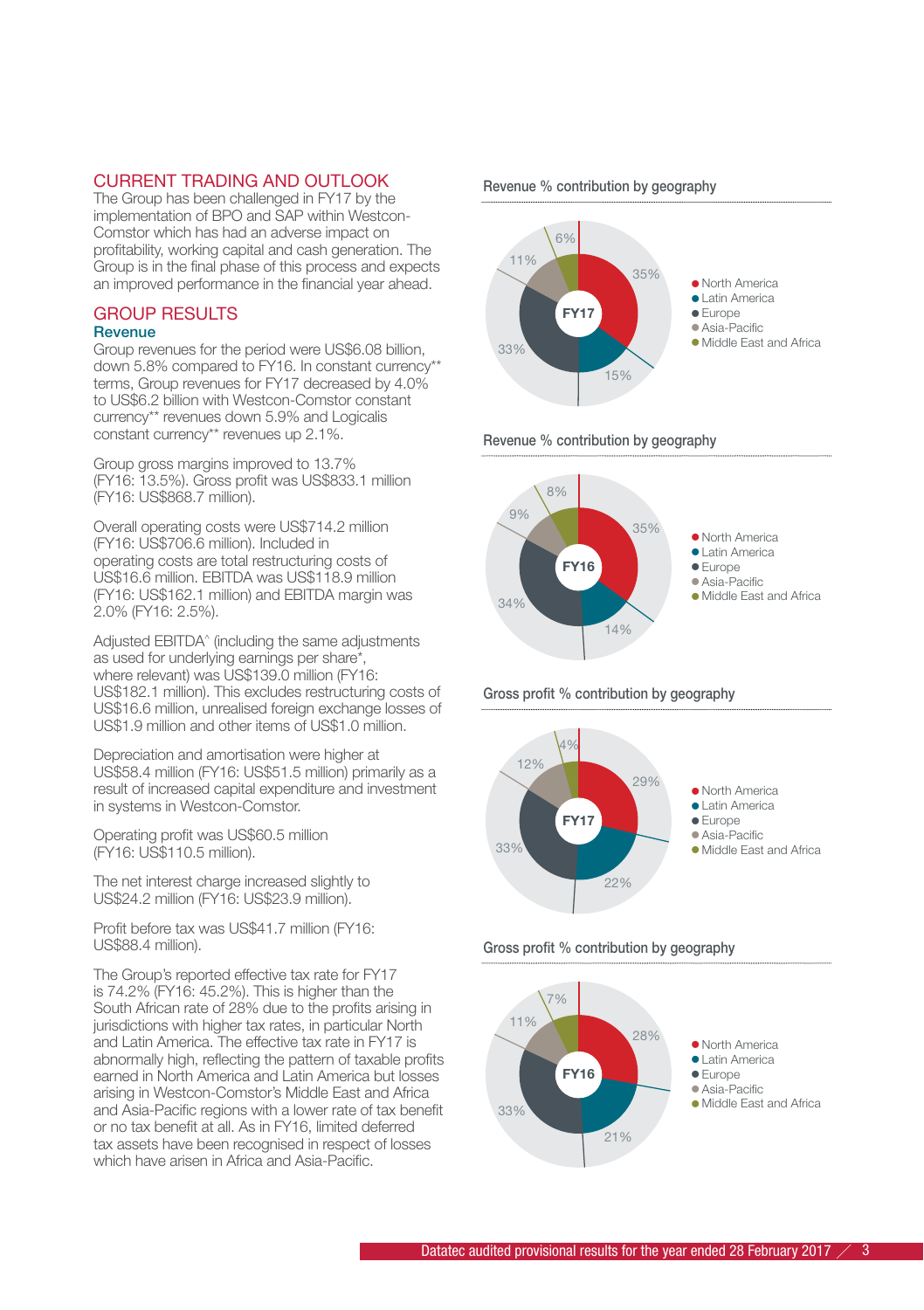## CURRENT TRADING AND OUTLOOK

The Group has been challenged in FY17 by the implementation of BPO and SAP within Westcon-Comstor which has had an adverse impact on profitability, working capital and cash generation. The Group is in the final phase of this process and expects an improved performance in the financial year ahead.

## GROUP RESULTS

### Revenue

Group revenues for the period were US$6.08 billion, down 5.8% compared to FY16. In constant currency** terms, Group revenues for FY17 decreased by 4.0% to US$6.2 billion with Westcon-Comstor constant currency** revenues down 5.9% and Logicalis constant currency** revenues up 2.1%.

Group gross margins improved to 13.7% (FY16: 13.5%). Gross profit was US$833.1 million (FY16: US$868.7 million).

Overall operating costs were US$714.2 million (FY16: US$706.6 million). Included in operating costs are total restructuring costs of US$16.6 million. EBITDA was US$118.9 million (FY16: US$162.1 million) and EBITDA margin was 2.0% (FY16: 2.5%).

Adjusted EBITDA^ (including the same adjustments as used for underlying earnings per share*, where relevant) was US$139.0 million (FY16: US$182.1 million). This excludes restructuring costs of US$16.6 million, unrealised foreign exchange losses of US$1.9 million and other items of US$1.0 million.

Depreciation and amortisation were higher at US$58.4 million (FY16: US$51.5 million) primarily as a result of increased capital expenditure and investment in systems in Westcon-Comstor.

Operating profit was US$60.5 million (FY16: US$110.5 million).

The net interest charge increased slightly to US$24.2 million (FY16: US$23.9 million).

Profit before tax was US$41.7 million (FY16: US$88.4 million).

The Group's reported effective tax rate for FY17 is 74.2% (FY16: 45.2%). This is higher than the South African rate of 28% due to the profits arising in jurisdictions with higher tax rates, in particular North and Latin America. The effective tax rate in FY17 is abnormally high, reflecting the pattern of taxable profits earned in North America and Latin America but losses arising in Westcon-Comstor's Middle East and Africa and Asia-Pacific regions with a lower rate of tax benefit or no tax benefit at all. As in FY16, limited deferred tax assets have been recognised in respect of losses which have arisen in Africa and Asia-Pacific.

**Revenue % contribution by geography**

| FY17 | % |
|---|---|
| North America | 35% |
| Latin America | 15% |
| Europe | 33% |
| Asia-Pacific | 11% |
| Middle East and Africa | 6% |

**Revenue % contribution by geography**

| FY16 | % |
|---|---|
| North America | 35% |
| Latin America | 14% |
| Europe | 34% |
| Asia-Pacific | 9% |
| Middle East and Africa | 8% |

**Gross profit % contribution by geography**

| FY17 | % |
|---|---|
| North America | 29% |
| Latin America | 22% |
| Europe | 33% |
| Asia-Pacific | 12% |
| Middle East and Africa | 4% |

**Gross profit % contribution by geography**

| FY16 | % |
|---|---|
| North America | 28% |
| Latin America | 21% |
| Europe | 33% |
| Asia-Pacific | 11% |
| Middle East and Africa | 7% |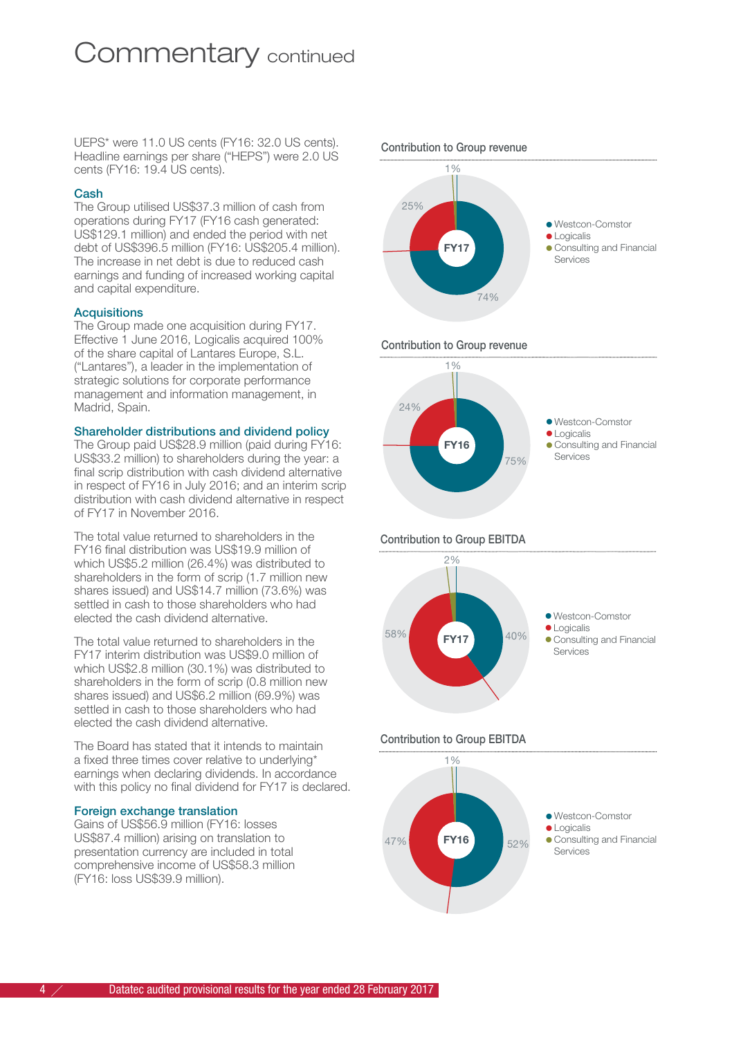# Commentary continued

UEPS* were 11.0 US cents (FY16: 32.0 US cents). Headline earnings per share ("HEPS") were 2.0 US cents (FY16: 19.4 US cents).

### Cash

The Group utilised US$37.3 million of cash from operations during FY17 (FY16 cash generated: US$129.1 million) and ended the period with net debt of US$396.5 million (FY16: US$205.4 million). The increase in net debt is due to reduced cash earnings and funding of increased working capital and capital expenditure.

### Acquisitions

The Group made one acquisition during FY17. Effective 1 June 2016, Logicalis acquired 100% of the share capital of Lantares Europe, S.L. ("Lantares"), a leader in the implementation of strategic solutions for corporate performance management and information management, in Madrid, Spain.

### Shareholder distributions and dividend policy

The Group paid US$28.9 million (paid during FY16: US$33.2 million) to shareholders during the year: a final scrip distribution with cash dividend alternative in respect of FY16 in July 2016; and an interim scrip distribution with cash dividend alternative in respect of FY17 in November 2016.

The total value returned to shareholders in the FY16 final distribution was US$19.9 million of which US$5.2 million (26.4%) was distributed to shareholders in the form of scrip (1.7 million new shares issued) and US$14.7 million (73.6%) was settled in cash to those shareholders who had elected the cash dividend alternative.

The total value returned to shareholders in the FY17 interim distribution was US$9.0 million of which US$2.8 million (30.1%) was distributed to shareholders in the form of scrip (0.8 million new shares issued) and US$6.2 million (69.9%) was settled in cash to those shareholders who had elected the cash dividend alternative.

The Board has stated that it intends to maintain a fixed three times cover relative to underlying* earnings when declaring dividends. In accordance with this policy no final dividend for FY17 is declared.

### Foreign exchange translation

Gains of US$56.9 million (FY16: losses US$87.4 million) arising on translation to presentation currency are included in total comprehensive income of US$58.3 million (FY16: loss US$39.9 million).

**Contribution to Group revenue – FY17**

- Westcon-Comstor: 74%
- Logicalis: 25%
- Consulting and Financial Services: 1%

**Contribution to Group revenue – FY16**

- Westcon-Comstor: 75%
- Logicalis: 24%
- Consulting and Financial Services: 1%

**Contribution to Group EBITDA – FY17**

- Westcon-Comstor: 40%
- Logicalis: 58%
- Consulting and Financial Services: 2%

**Contribution to Group EBITDA – FY16**

- Westcon-Comstor: 52%
- Logicalis: 47%
- Consulting and Financial Services: 1%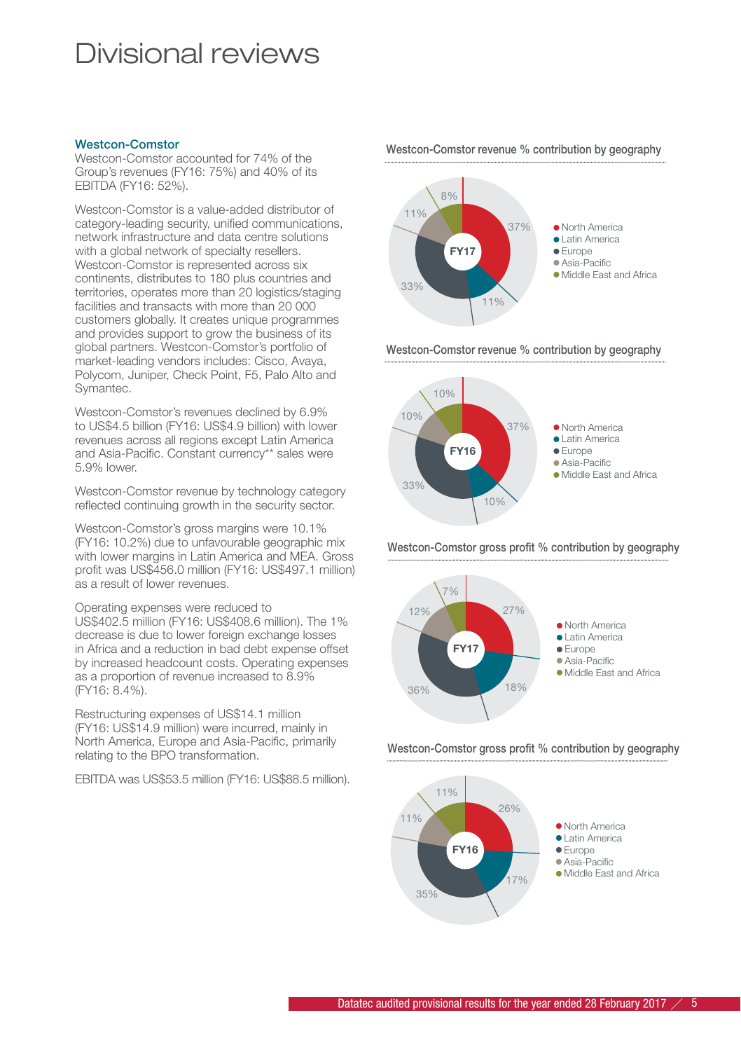# Divisional reviews

## Westcon-Comstor

Westcon-Comstor accounted for 74% of the Group's revenues (FY16: 75%) and 40% of its EBITDA (FY16: 52%).

Westcon-Comstor is a value-added distributor of category-leading security, unified communications, network infrastructure and data centre solutions with a global network of specialty resellers. Westcon-Comstor is represented across six continents, distributes to 180 plus countries and territories, operates more than 20 logistics/staging facilities and transacts with more than 20 000 customers globally. It creates unique programmes and provides support to grow the business of its global partners. Westcon-Comstor's portfolio of market-leading vendors includes: Cisco, Avaya, Polycom, Juniper, Check Point, F5, Palo Alto and Symantec.

Westcon-Comstor's revenues declined by 6.9% to US$4.5 billion (FY16: US$4.9 billion) with lower revenues across all regions except Latin America and Asia-Pacific. Constant currency** sales were 5.9% lower.

Westcon-Comstor revenue by technology category reflected continuing growth in the security sector.

Westcon-Comstor's gross margins were 10.1% (FY16: 10.2%) due to unfavourable geographic mix with lower margins in Latin America and MEA. Gross profit was US$456.0 million (FY16: US$497.1 million) as a result of lower revenues.

Operating expenses were reduced to US$402.5 million (FY16: US$408.6 million). The 1% decrease is due to lower foreign exchange losses in Africa and a reduction in bad debt expense offset by increased headcount costs. Operating expenses as a proportion of revenue increased to 8.9% (FY16: 8.4%).

Restructuring expenses of US$14.1 million (FY16: US$14.9 million) were incurred, mainly in North America, Europe and Asia-Pacific, primarily relating to the BPO transformation.

EBITDA was US$53.5 million (FY16: US$88.5 million).

### Westcon-Comstor revenue % contribution by geography

FY17

| Region | % |
|---|---|
| North America | 37% |
| Latin America | 11% |
| Europe | 33% |
| Asia-Pacific | 11% |
| Middle East and Africa | 8% |

### Westcon-Comstor revenue % contribution by geography

FY16

| Region | % |
|---|---|
| North America | 37% |
| Latin America | 10% |
| Europe | 33% |
| Asia-Pacific | 10% |
| Middle East and Africa | 10% |

### Westcon-Comstor gross profit % contribution by geography

FY17

| Region | % |
|---|---|
| North America | 27% |
| Latin America | 18% |
| Europe | 36% |
| Asia-Pacific | 12% |
| Middle East and Africa | 7% |

### Westcon-Comstor gross profit % contribution by geography

FY16

| Region | % |
|---|---|
| North America | 26% |
| Latin America | 17% |
| Europe | 35% |
| Asia-Pacific | 11% |
| Middle East and Africa | 11% |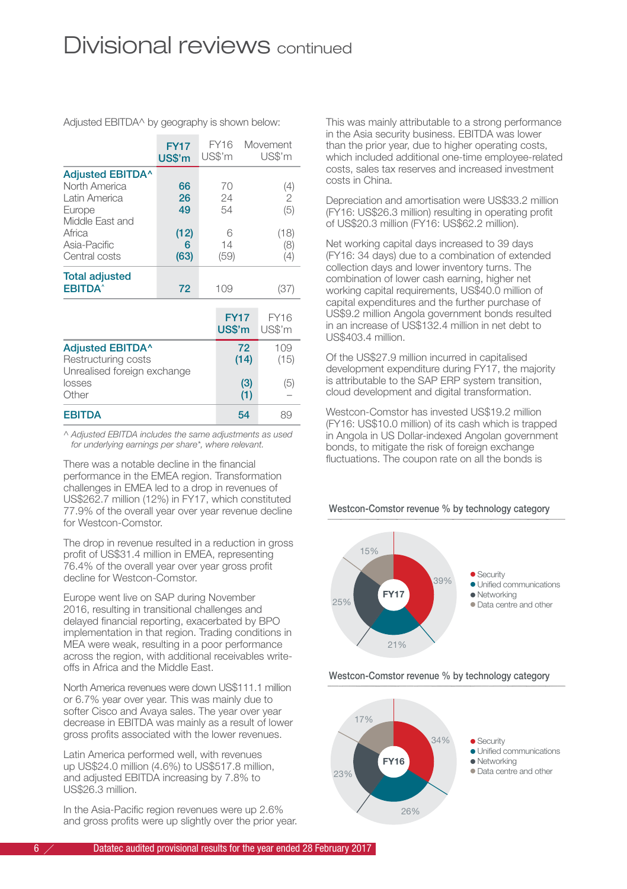# Divisional reviews continued

Adjusted EBITDA^ by geography is shown below:

| | FY17 US$'m | FY16 US$'m | Movement US$'m |
|---|---|---|---|
| **Adjusted EBITDA^** | | | |
| North America | **66** | 70 | (4) |
| Latin America | **26** | 24 | 2 |
| Europe | **49** | 54 | (5) |
| Middle East and Africa | **(12)** | 6 | (18) |
| Asia-Pacific | **6** | 14 | (8) |
| Central costs | **(63)** | (59) | (4) |
| **Total adjusted EBITDA^** | **72** | 109 | (37) |

| | FY17 US$'m | FY16 US$'m |
|---|---|---|
| **Adjusted EBITDA^** | **72** | 109 |
| Restructuring costs | **(14)** | (15) |
| Unrealised foreign exchange losses | **(3)** | (5) |
| Other | **(1)** | – |
| **EBITDA** | **54** | 89 |

*^ Adjusted EBITDA includes the same adjustments as used for underlying earnings per share\*, where relevant.*

There was a notable decline in the financial performance in the EMEA region. Transformation challenges in EMEA led to a drop in revenues of US$262.7 million (12%) in FY17, which constituted 77.9% of the overall year over year revenue decline for Westcon-Comstor.

The drop in revenue resulted in a reduction in gross profit of US$31.4 million in EMEA, representing 76.4% of the overall year over year gross profit decline for Westcon-Comstor.

Europe went live on SAP during November 2016, resulting in transitional challenges and delayed financial reporting, exacerbated by BPO implementation in that region. Trading conditions in MEA were weak, resulting in a poor performance across the region, with additional receivables write-offs in Africa and the Middle East.

North America revenues were down US$111.1 million or 6.7% year over year. This was mainly due to softer Cisco and Avaya sales. The year over year decrease in EBITDA was mainly as a result of lower gross profits associated with the lower revenues.

Latin America performed well, with revenues up US$24.0 million (4.6%) to US$517.8 million, and adjusted EBITDA increasing by 7.8% to US$26.3 million.

In the Asia-Pacific region revenues were up 2.6% and gross profits were up slightly over the prior year. This was mainly attributable to a strong performance in the Asia security business. EBITDA was lower than the prior year, due to higher operating costs, which included additional one-time employee-related costs, sales tax reserves and increased investment costs in China.

Depreciation and amortisation were US$33.2 million (FY16: US$26.3 million) resulting in operating profit of US$20.3 million (FY16: US$62.2 million).

Net working capital days increased to 39 days (FY16: 34 days) due to a combination of extended collection days and lower inventory turns. The combination of lower cash earning, higher net working capital requirements, US$40.0 million of capital expenditures and the further purchase of US$9.2 million Angola government bonds resulted in an increase of US$132.4 million in net debt to US$403.4 million.

Of the US$27.9 million incurred in capitalised development expenditure during FY17, the majority is attributable to the SAP ERP system transition, cloud development and digital transformation.

Westcon-Comstor has invested US$19.2 million (FY16: US$10.0 million) of its cash which is trapped in Angola in US Dollar-indexed Angolan government bonds, to mitigate the risk of foreign exchange fluctuations. The coupon rate on all the bonds is

**Westcon-Comstor revenue % by technology category**

FY17

| Category | % |
|---|---|
| Security | 39% |
| Unified communications | 21% |
| Networking | 25% |
| Data centre and other | 15% |

**Westcon-Comstor revenue % by technology category**

FY16

| Category | % |
|---|---|
| Security | 34% |
| Unified communications | 26% |
| Networking | 23% |
| Data centre and other | 17% |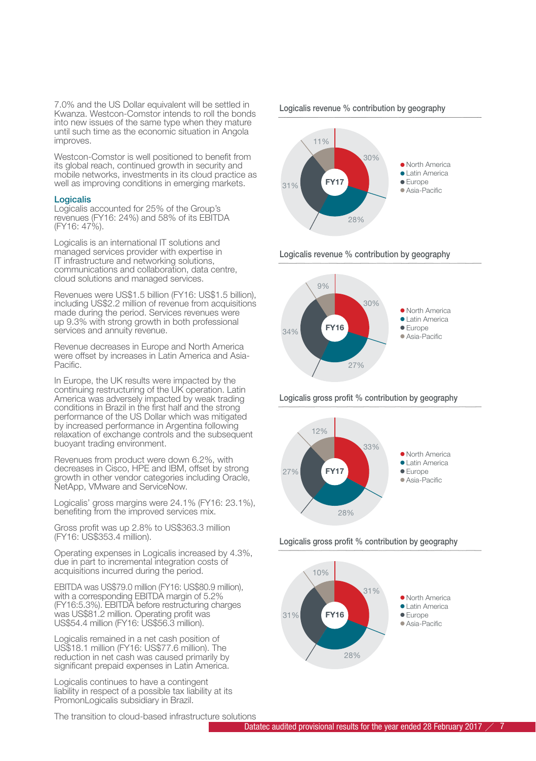7.0% and the US Dollar equivalent will be settled in Kwanza. Westcon-Comstor intends to roll the bonds into new issues of the same type when they mature until such time as the economic situation in Angola improves.

Westcon-Comstor is well positioned to benefit from its global reach, continued growth in security and mobile networks, investments in its cloud practice as well as improving conditions in emerging markets.

## Logicalis

Logicalis accounted for 25% of the Group's revenues (FY16: 24%) and 58% of its EBITDA (FY16: 47%).

Logicalis is an international IT solutions and managed services provider with expertise in IT infrastructure and networking solutions, communications and collaboration, data centre, cloud solutions and managed services.

Revenues were US$1.5 billion (FY16: US$1.5 billion), including US$2.2 million of revenue from acquisitions made during the period. Services revenues were up 9.3% with strong growth in both professional services and annuity revenue.

Revenue decreases in Europe and North America were offset by increases in Latin America and Asia-Pacific.

In Europe, the UK results were impacted by the continuing restructuring of the UK operation. Latin America was adversely impacted by weak trading conditions in Brazil in the first half and the strong performance of the US Dollar which was mitigated by increased performance in Argentina following relaxation of exchange controls and the subsequent buoyant trading environment.

Revenues from product were down 6.2%, with decreases in Cisco, HPE and IBM, offset by strong growth in other vendor categories including Oracle, NetApp, VMware and ServiceNow.

Logicalis' gross margins were 24.1% (FY16: 23.1%), benefiting from the improved services mix.

Gross profit was up 2.8% to US$363.3 million (FY16: US$353.4 million).

Operating expenses in Logicalis increased by 4.3%, due in part to incremental integration costs of acquisitions incurred during the period.

EBITDA was US$79.0 million (FY16: US$80.9 million), with a corresponding EBITDA margin of 5.2% (FY16:5.3%). EBITDA before restructuring charges was US$81.2 million. Operating profit was US$54.4 million (FY16: US$56.3 million).

Logicalis remained in a net cash position of US$18.1 million (FY16: US$77.6 million). The reduction in net cash was caused primarily by significant prepaid expenses in Latin America.

Logicalis continues to have a contingent liability in respect of a possible tax liability at its PromonLogicalis subsidiary in Brazil.

The transition to cloud-based infrastructure solutions

**Logicalis revenue % contribution by geography**

| FY17 | % |
|---|---|
| North America | 30% |
| Latin America | 28% |
| Europe | 31% |
| Asia-Pacific | 11% |

**Logicalis revenue % contribution by geography**

| FY16 | % |
|---|---|
| North America | 30% |
| Latin America | 27% |
| Europe | 34% |
| Asia-Pacific | 9% |

**Logicalis gross profit % contribution by geography**

| FY17 | % |
|---|---|
| North America | 33% |
| Latin America | 28% |
| Europe | 27% |
| Asia-Pacific | 12% |

**Logicalis gross profit % contribution by geography**

| FY16 | % |
|---|---|
| North America | 31% |
| Latin America | 28% |
| Europe | 31% |
| Asia-Pacific | 10% |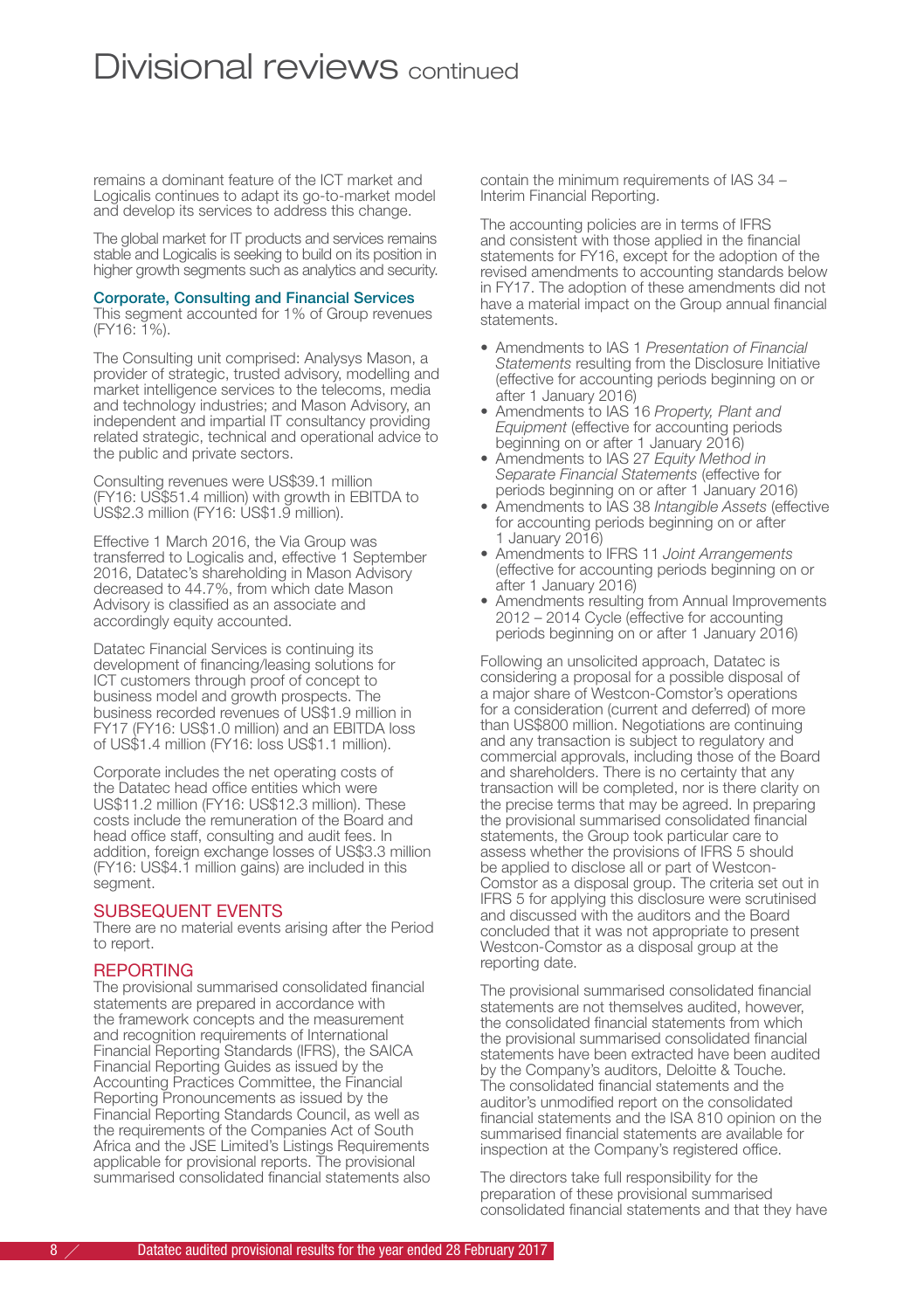# Divisional reviews continued

remains a dominant feature of the ICT market and Logicalis continues to adapt its go-to-market model and develop its services to address this change.

The global market for IT products and services remains stable and Logicalis is seeking to build on its position in higher growth segments such as analytics and security.

### Corporate, Consulting and Financial Services

This segment accounted for 1% of Group revenues (FY16: 1%).

The Consulting unit comprised: Analysys Mason, a provider of strategic, trusted advisory, modelling and market intelligence services to the telecoms, media and technology industries; and Mason Advisory, an independent and impartial IT consultancy providing related strategic, technical and operational advice to the public and private sectors.

Consulting revenues were US$39.1 million (FY16: US$51.4 million) with growth in EBITDA to US$2.3 million (FY16: US$1.9 million).

Effective 1 March 2016, the Via Group was transferred to Logicalis and, effective 1 September 2016, Datatec's shareholding in Mason Advisory decreased to 44.7%, from which date Mason Advisory is classified as an associate and accordingly equity accounted.

Datatec Financial Services is continuing its development of financing/leasing solutions for ICT customers through proof of concept to business model and growth prospects. The business recorded revenues of US$1.9 million in FY17 (FY16: US$1.0 million) and an EBITDA loss of US$1.4 million (FY16: loss US$1.1 million).

Corporate includes the net operating costs of the Datatec head office entities which were US$11.2 million (FY16: US$12.3 million). These costs include the remuneration of the Board and head office staff, consulting and audit fees. In addition, foreign exchange losses of US$3.3 million (FY16: US$4.1 million gains) are included in this segment.

## SUBSEQUENT EVENTS

There are no material events arising after the Period to report.

## REPORTING

The provisional summarised consolidated financial statements are prepared in accordance with the framework concepts and the measurement and recognition requirements of International Financial Reporting Standards (IFRS), the SAICA Financial Reporting Guides as issued by the Accounting Practices Committee, the Financial Reporting Pronouncements as issued by the Financial Reporting Standards Council, as well as the requirements of the Companies Act of South Africa and the JSE Limited's Listings Requirements applicable for provisional reports. The provisional summarised consolidated financial statements also contain the minimum requirements of IAS 34 – Interim Financial Reporting.

The accounting policies are in terms of IFRS and consistent with those applied in the financial statements for FY16, except for the adoption of the revised amendments to accounting standards below in FY17. The adoption of these amendments did not have a material impact on the Group annual financial statements.

- Amendments to IAS 1 *Presentation of Financial Statements* resulting from the Disclosure Initiative (effective for accounting periods beginning on or after 1 January 2016)
- Amendments to IAS 16 *Property, Plant and Equipment* (effective for accounting periods beginning on or after 1 January 2016)
- Amendments to IAS 27 *Equity Method in Separate Financial Statements* (effective for periods beginning on or after 1 January 2016)
- Amendments to IAS 38 *Intangible Assets* (effective for accounting periods beginning on or after 1 January 2016)
- Amendments to IFRS 11 *Joint Arrangements* (effective for accounting periods beginning on or after 1 January 2016)
- Amendments resulting from Annual Improvements 2012 – 2014 Cycle (effective for accounting periods beginning on or after 1 January 2016)

Following an unsolicited approach, Datatec is considering a proposal for a possible disposal of a major share of Westcon-Comstor's operations for a consideration (current and deferred) of more than US$800 million. Negotiations are continuing and any transaction is subject to regulatory and commercial approvals, including those of the Board and shareholders. There is no certainty that any transaction will be completed, nor is there clarity on the precise terms that may be agreed. In preparing the provisional summarised consolidated financial statements, the Group took particular care to assess whether the provisions of IFRS 5 should be applied to disclose all or part of Westcon-Comstor as a disposal group. The criteria set out in IFRS 5 for applying this disclosure were scrutinised and discussed with the auditors and the Board concluded that it was not appropriate to present Westcon-Comstor as a disposal group at the reporting date.

The provisional summarised consolidated financial statements are not themselves audited, however, the consolidated financial statements from which the provisional summarised consolidated financial statements have been extracted have been audited by the Company's auditors, Deloitte & Touche. The consolidated financial statements and the auditor's unmodified report on the consolidated financial statements and the ISA 810 opinion on the summarised financial statements are available for inspection at the Company's registered office.

The directors take full responsibility for the preparation of these provisional summarised consolidated financial statements and that they have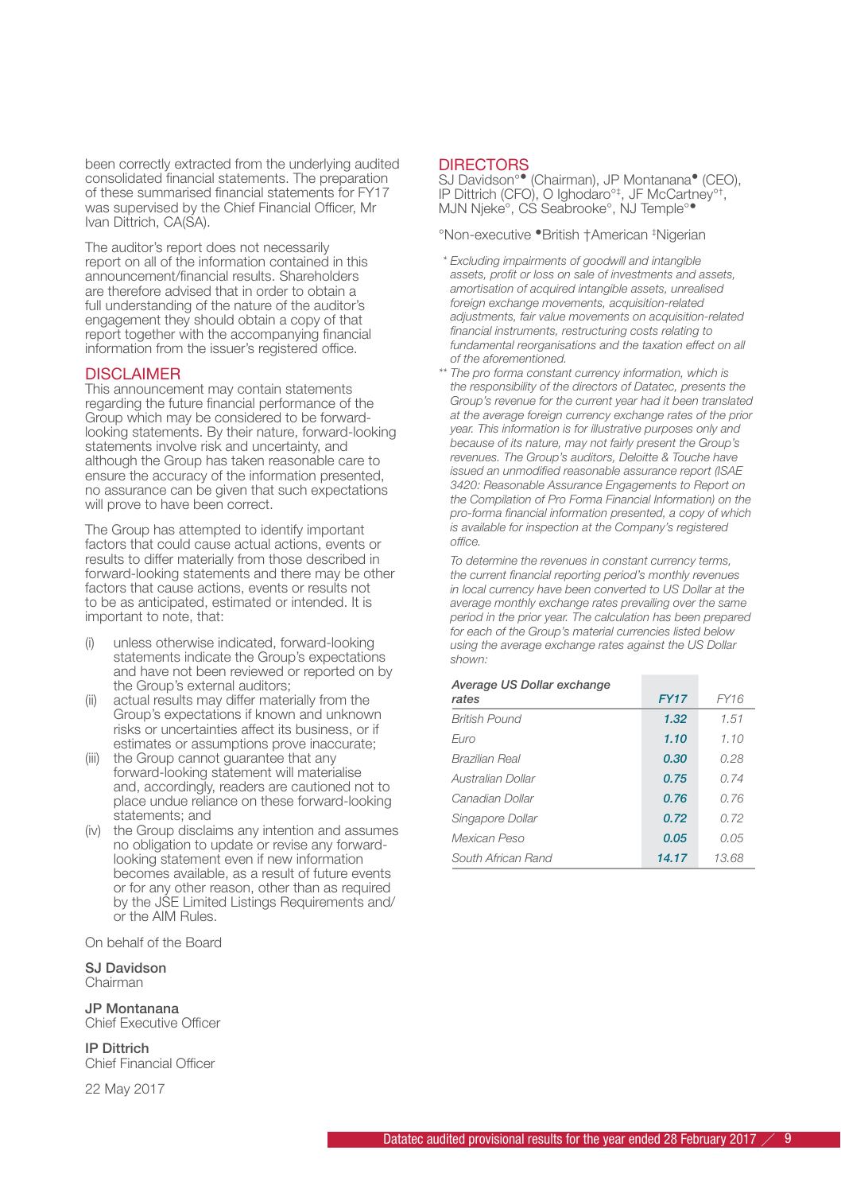been correctly extracted from the underlying audited consolidated financial statements. The preparation of these summarised financial statements for FY17 was supervised by the Chief Financial Officer, Mr Ivan Dittrich, CA(SA).

The auditor's report does not necessarily report on all of the information contained in this announcement/financial results. Shareholders are therefore advised that in order to obtain a full understanding of the nature of the auditor's engagement they should obtain a copy of that report together with the accompanying financial information from the issuer's registered office.

## DISCLAIMER

This announcement may contain statements regarding the future financial performance of the Group which may be considered to be forward-looking statements. By their nature, forward-looking statements involve risk and uncertainty, and although the Group has taken reasonable care to ensure the accuracy of the information presented, no assurance can be given that such expectations will prove to have been correct.

The Group has attempted to identify important factors that could cause actual actions, events or results to differ materially from those described in forward-looking statements and there may be other factors that cause actions, events or results not to be as anticipated, estimated or intended. It is important to note, that:

(i) unless otherwise indicated, forward-looking statements indicate the Group's expectations and have not been reviewed or reported on by the Group's external auditors;
(ii) actual results may differ materially from the Group's expectations if known and unknown risks or uncertainties affect its business, or if estimates or assumptions prove inaccurate;
(iii) the Group cannot guarantee that any forward-looking statement will materialise and, accordingly, readers are cautioned not to place undue reliance on these forward-looking statements; and
(iv) the Group disclaims any intention and assumes no obligation to update or revise any forward-looking statement even if new information becomes available, as a result of future events or for any other reason, other than as required by the JSE Limited Listings Requirements and/or the AIM Rules.

On behalf of the Board

**SJ Davidson**
Chairman

**JP Montanana**
Chief Executive Officer

**IP Dittrich**
Chief Financial Officer

22 May 2017

## DIRECTORS

SJ Davidson°• (Chairman), JP Montanana• (CEO), IP Dittrich (CFO), O Ighodaro°‡, JF McCartney°†, MJN Njeke°, CS Seabrooke°, NJ Temple°•

°Non-executive •British †American ‡Nigerian

*\* Excluding impairments of goodwill and intangible assets, profit or loss on sale of investments and assets, amortisation of acquired intangible assets, unrealised foreign exchange movements, acquisition-related adjustments, fair value movements on acquisition-related financial instruments, restructuring costs relating to fundamental reorganisations and the taxation effect on all of the aforementioned.*

*\*\* The pro forma constant currency information, which is the responsibility of the directors of Datatec, presents the Group's revenue for the current year had it been translated at the average foreign currency exchange rates of the prior year. This information is for illustrative purposes only and because of its nature, may not fairly present the Group's revenues. The Group's auditors, Deloitte & Touche have issued an unmodified reasonable assurance report (ISAE 3420: Reasonable Assurance Engagements to Report on the Compilation of Pro Forma Financial Information) on the pro-forma financial information presented, a copy of which is available for inspection at the Company's registered office.*

*To determine the revenues in constant currency terms, the current financial reporting period's monthly revenues in local currency have been converted to US Dollar at the average monthly exchange rates prevailing over the same period in the prior year. The calculation has been prepared for each of the Group's material currencies listed below using the average exchange rates against the US Dollar shown:*

| Average US Dollar exchange rates | FY17 | FY16 |
|---|---|---|
| British Pound | **1.32** | 1.51 |
| Euro | **1.10** | 1.10 |
| Brazilian Real | **0.30** | 0.28 |
| Australian Dollar | **0.75** | 0.74 |
| Canadian Dollar | **0.76** | 0.76 |
| Singapore Dollar | **0.72** | 0.72 |
| Mexican Peso | **0.05** | 0.05 |
| South African Rand | **14.17** | 13.68 |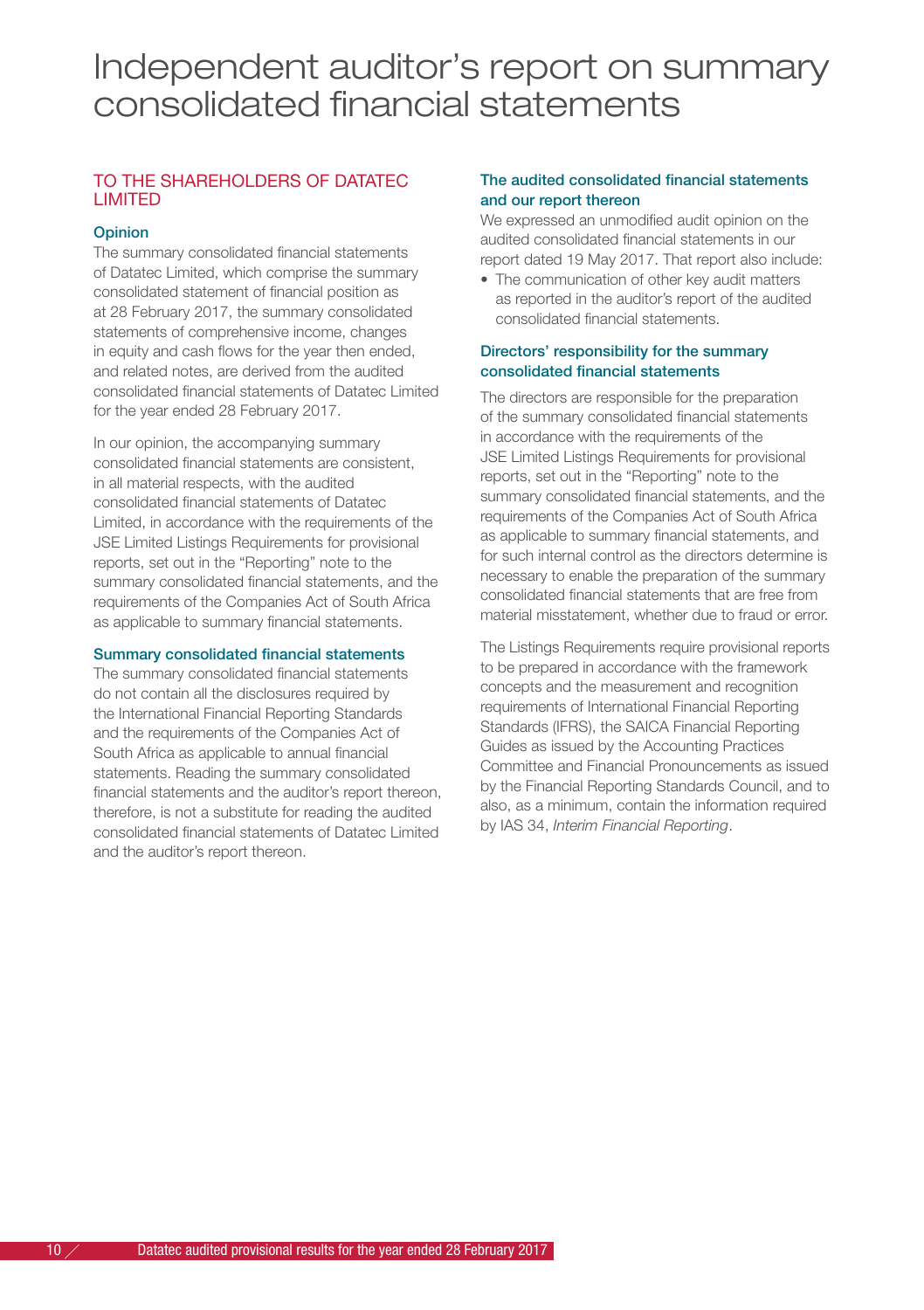# Independent auditor's report on summary consolidated financial statements

## TO THE SHAREHOLDERS OF DATATEC LIMITED

### Opinion

The summary consolidated financial statements of Datatec Limited, which comprise the summary consolidated statement of financial position as at 28 February 2017, the summary consolidated statements of comprehensive income, changes in equity and cash flows for the year then ended, and related notes, are derived from the audited consolidated financial statements of Datatec Limited for the year ended 28 February 2017.

In our opinion, the accompanying summary consolidated financial statements are consistent, in all material respects, with the audited consolidated financial statements of Datatec Limited, in accordance with the requirements of the JSE Limited Listings Requirements for provisional reports, set out in the "Reporting" note to the summary consolidated financial statements, and the requirements of the Companies Act of South Africa as applicable to summary financial statements.

### Summary consolidated financial statements

The summary consolidated financial statements do not contain all the disclosures required by the International Financial Reporting Standards and the requirements of the Companies Act of South Africa as applicable to annual financial statements. Reading the summary consolidated financial statements and the auditor's report thereon, therefore, is not a substitute for reading the audited consolidated financial statements of Datatec Limited and the auditor's report thereon.

### The audited consolidated financial statements and our report thereon

We expressed an unmodified audit opinion on the audited consolidated financial statements in our report dated 19 May 2017. That report also include:

- The communication of other key audit matters as reported in the auditor's report of the audited consolidated financial statements.

### Directors' responsibility for the summary consolidated financial statements

The directors are responsible for the preparation of the summary consolidated financial statements in accordance with the requirements of the JSE Limited Listings Requirements for provisional reports, set out in the "Reporting" note to the summary consolidated financial statements, and the requirements of the Companies Act of South Africa as applicable to summary financial statements, and for such internal control as the directors determine is necessary to enable the preparation of the summary consolidated financial statements that are free from material misstatement, whether due to fraud or error.

The Listings Requirements require provisional reports to be prepared in accordance with the framework concepts and the measurement and recognition requirements of International Financial Reporting Standards (IFRS), the SAICA Financial Reporting Guides as issued by the Accounting Practices Committee and Financial Pronouncements as issued by the Financial Reporting Standards Council, and to also, as a minimum, contain the information required by IAS 34, *Interim Financial Reporting*.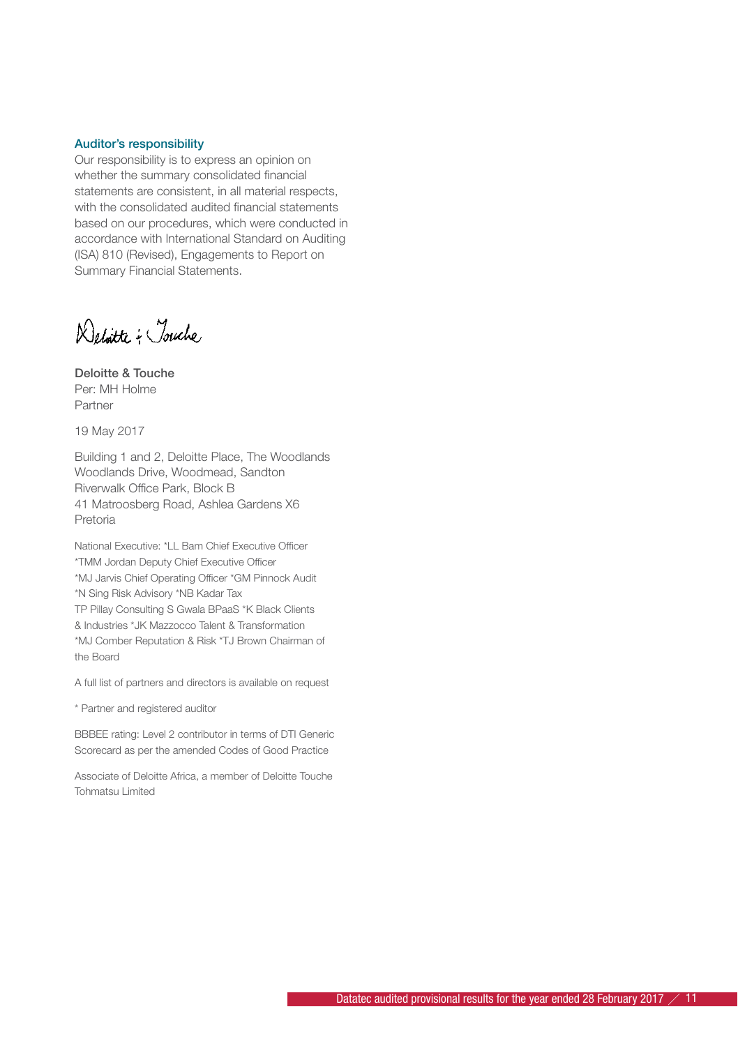### Auditor's responsibility

Our responsibility is to express an opinion on whether the summary consolidated financial statements are consistent, in all material respects, with the consolidated audited financial statements based on our procedures, which were conducted in accordance with International Standard on Auditing (ISA) 810 (Revised), Engagements to Report on Summary Financial Statements.

Deloitte & Touche

**Deloitte & Touche**
Per: MH Holme
Partner

19 May 2017

Building 1 and 2, Deloitte Place, The Woodlands
Woodlands Drive, Woodmead, Sandton
Riverwalk Office Park, Block B
41 Matroosberg Road, Ashlea Gardens X6
Pretoria

National Executive: *LL Bam Chief Executive Officer *TMM Jordan Deputy Chief Executive Officer *MJ Jarvis Chief Operating Officer *GM Pinnock Audit *N Sing Risk Advisory *NB Kadar Tax TP Pillay Consulting S Gwala BPaaS *K Black Clients & Industries *JK Mazzocco Talent & Transformation *MJ Comber Reputation & Risk *TJ Brown Chairman of the Board

A full list of partners and directors is available on request

* Partner and registered auditor

BBBEE rating: Level 2 contributor in terms of DTI Generic Scorecard as per the amended Codes of Good Practice

Associate of Deloitte Africa, a member of Deloitte Touche Tohmatsu Limited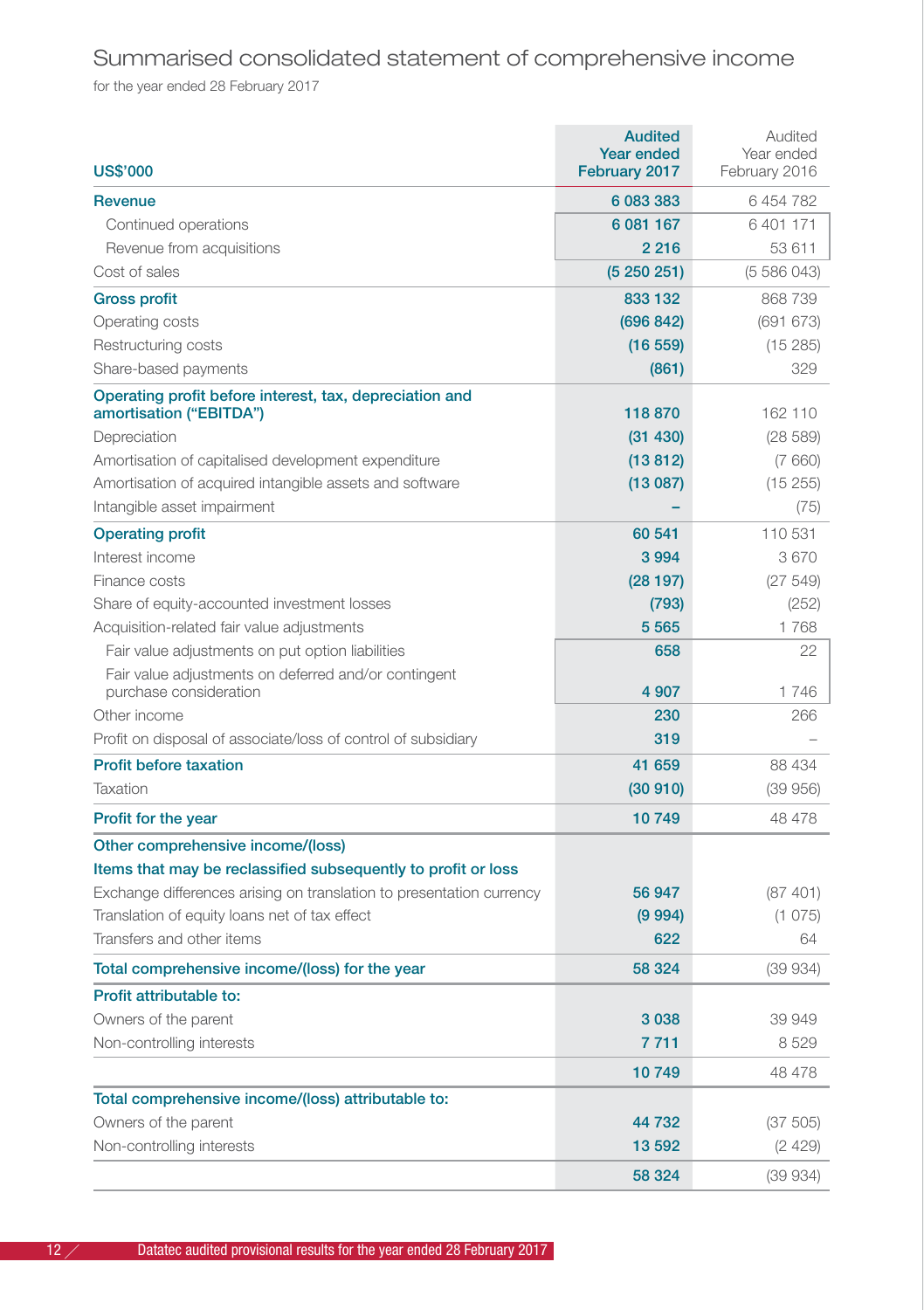# Summarised consolidated statement of comprehensive income

for the year ended 28 February 2017

| US$'000 | Audited Year ended February 2017 | Audited Year ended February 2016 |
|---|---|---|
| **Revenue** | **6 083 383** | 6 454 782 |
| Continued operations | 6 081 167 | 6 401 171 |
| Revenue from acquisitions | 2 216 | 53 611 |
| Cost of sales | (5 250 251) | (5 586 043) |
| **Gross profit** | **833 132** | 868 739 |
| Operating costs | (696 842) | (691 673) |
| Restructuring costs | (16 559) | (15 285) |
| Share-based payments | (861) | 329 |
| **Operating profit before interest, tax, depreciation and amortisation ("EBITDA")** | **118 870** | 162 110 |
| Depreciation | (31 430) | (28 589) |
| Amortisation of capitalised development expenditure | (13 812) | (7 660) |
| Amortisation of acquired intangible assets and software | (13 087) | (15 255) |
| Intangible asset impairment | – | (75) |
| **Operating profit** | **60 541** | 110 531 |
| Interest income | 3 994 | 3 670 |
| Finance costs | (28 197) | (27 549) |
| Share of equity-accounted investment losses | (793) | (252) |
| Acquisition-related fair value adjustments | 5 565 | 1 768 |
| Fair value adjustments on put option liabilities | 658 | 22 |
| Fair value adjustments on deferred and/or contingent purchase consideration | 4 907 | 1 746 |
| Other income | 230 | 266 |
| Profit on disposal of associate/loss of control of subsidiary | 319 | – |
| **Profit before taxation** | **41 659** | 88 434 |
| Taxation | (30 910) | (39 956) |
| **Profit for the year** | **10 749** | 48 478 |
| **Other comprehensive income/(loss)** | | |
| **Items that may be reclassified subsequently to profit or loss** | | |
| Exchange differences arising on translation to presentation currency | 56 947 | (87 401) |
| Translation of equity loans net of tax effect | (9 994) | (1 075) |
| Transfers and other items | 622 | 64 |
| **Total comprehensive income/(loss) for the year** | **58 324** | (39 934) |
| **Profit attributable to:** | | |
| Owners of the parent | 3 038 | 39 949 |
| Non-controlling interests | 7 711 | 8 529 |
| | **10 749** | 48 478 |
| **Total comprehensive income/(loss) attributable to:** | | |
| Owners of the parent | 44 732 | (37 505) |
| Non-controlling interests | 13 592 | (2 429) |
| | **58 324** | (39 934) |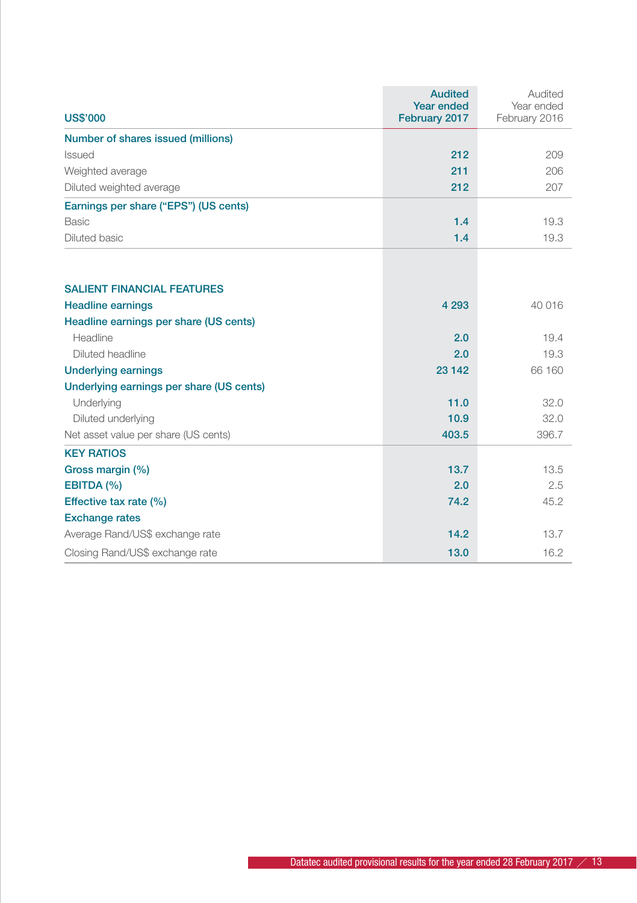| US$'000 | Audited Year ended February 2017 | Audited Year ended February 2016 |
|---|---|---|
| **Number of shares issued (millions)** | | |
| Issued | 212 | 209 |
| Weighted average | 211 | 206 |
| Diluted weighted average | 212 | 207 |
| **Earnings per share ("EPS") (US cents)** | | |
| Basic | 1.4 | 19.3 |
| Diluted basic | 1.4 | 19.3 |

| | | |
|---|---|---|
| **SALIENT FINANCIAL FEATURES** | | |
| **Headline earnings** | 4 293 | 40 016 |
| **Headline earnings per share (US cents)** | | |
| Headline | 2.0 | 19.4 |
| Diluted headline | 2.0 | 19.3 |
| **Underlying earnings** | 23 142 | 66 160 |
| **Underlying earnings per share (US cents)** | | |
| Underlying | 11.0 | 32.0 |
| Diluted underlying | 10.9 | 32.0 |
| Net asset value per share (US cents) | 403.5 | 396.7 |
| **KEY RATIOS** | | |
| **Gross margin (%)** | 13.7 | 13.5 |
| **EBITDA (%)** | 2.0 | 2.5 |
| **Effective tax rate (%)** | 74.2 | 45.2 |
| **Exchange rates** | | |
| Average Rand/US$ exchange rate | 14.2 | 13.7 |
| Closing Rand/US$ exchange rate | 13.0 | 16.2 |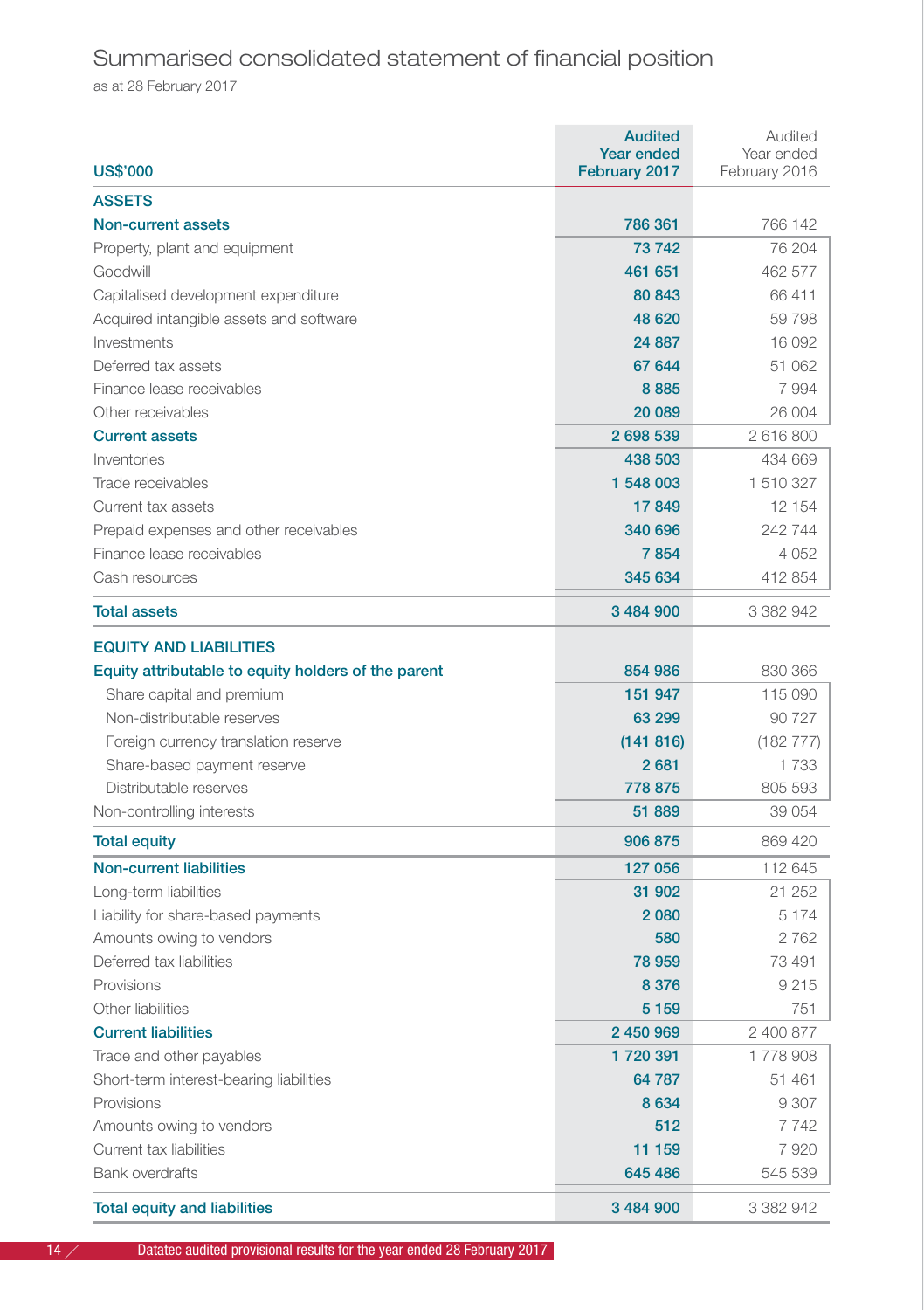# Summarised consolidated statement of financial position

as at 28 February 2017

| US$'000 | Audited Year ended February 2017 | Audited Year ended February 2016 |
|---|---|---|
| **ASSETS** | | |
| **Non-current assets** | **786 361** | 766 142 |
| Property, plant and equipment | **73 742** | 76 204 |
| Goodwill | **461 651** | 462 577 |
| Capitalised development expenditure | **80 843** | 66 411 |
| Acquired intangible assets and software | **48 620** | 59 798 |
| Investments | **24 887** | 16 092 |
| Deferred tax assets | **67 644** | 51 062 |
| Finance lease receivables | **8 885** | 7 994 |
| Other receivables | **20 089** | 26 004 |
| **Current assets** | **2 698 539** | 2 616 800 |
| Inventories | **438 503** | 434 669 |
| Trade receivables | **1 548 003** | 1 510 327 |
| Current tax assets | **17 849** | 12 154 |
| Prepaid expenses and other receivables | **340 696** | 242 744 |
| Finance lease receivables | **7 854** | 4 052 |
| Cash resources | **345 634** | 412 854 |
| **Total assets** | **3 484 900** | 3 382 942 |
| **EQUITY AND LIABILITIES** | | |
| **Equity attributable to equity holders of the parent** | **854 986** | 830 366 |
| Share capital and premium | **151 947** | 115 090 |
| Non-distributable reserves | **63 299** | 90 727 |
| Foreign currency translation reserve | **(141 816)** | (182 777) |
| Share-based payment reserve | **2 681** | 1 733 |
| Distributable reserves | **778 875** | 805 593 |
| Non-controlling interests | **51 889** | 39 054 |
| **Total equity** | **906 875** | 869 420 |
| **Non-current liabilities** | **127 056** | 112 645 |
| Long-term liabilities | **31 902** | 21 252 |
| Liability for share-based payments | **2 080** | 5 174 |
| Amounts owing to vendors | **580** | 2 762 |
| Deferred tax liabilities | **78 959** | 73 491 |
| Provisions | **8 376** | 9 215 |
| Other liabilities | **5 159** | 751 |
| **Current liabilities** | **2 450 969** | 2 400 877 |
| Trade and other payables | **1 720 391** | 1 778 908 |
| Short-term interest-bearing liabilities | **64 787** | 51 461 |
| Provisions | **8 634** | 9 307 |
| Amounts owing to vendors | **512** | 7 742 |
| Current tax liabilities | **11 159** | 7 920 |
| Bank overdrafts | **645 486** | 545 539 |
| **Total equity and liabilities** | **3 484 900** | 3 382 942 |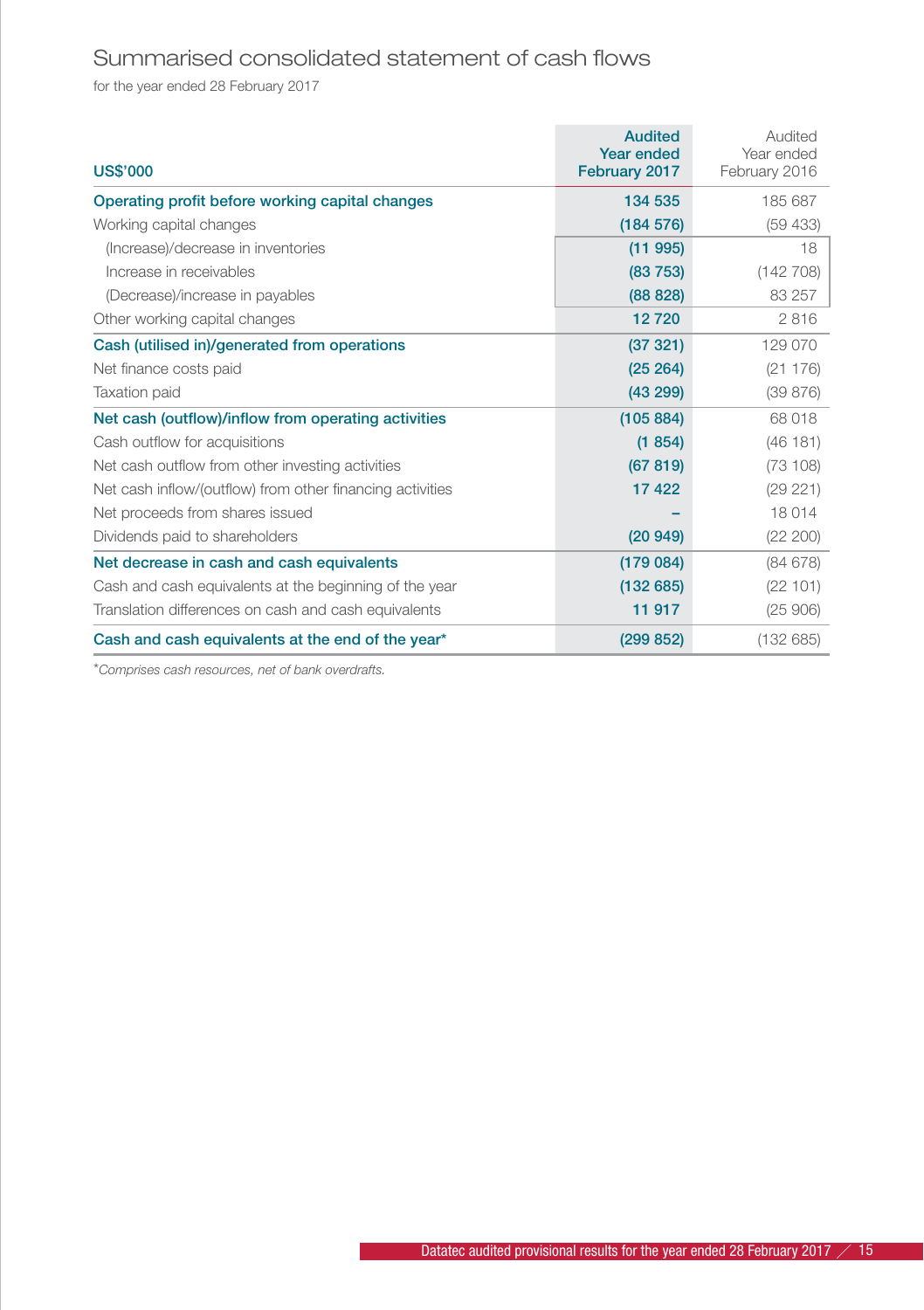# Summarised consolidated statement of cash flows

for the year ended 28 February 2017

| US$'000 | Audited Year ended February 2017 | Audited Year ended February 2016 |
|---|---|---|
| **Operating profit before working capital changes** | **134 535** | 185 687 |
| Working capital changes | **(184 576)** | (59 433) |
| (Increase)/decrease in inventories | **(11 995)** | 18 |
| Increase in receivables | **(83 753)** | (142 708) |
| (Decrease)/increase in payables | **(88 828)** | 83 257 |
| Other working capital changes | **12 720** | 2 816 |
| **Cash (utilised in)/generated from operations** | **(37 321)** | 129 070 |
| Net finance costs paid | **(25 264)** | (21 176) |
| Taxation paid | **(43 299)** | (39 876) |
| **Net cash (outflow)/inflow from operating activities** | **(105 884)** | 68 018 |
| Cash outflow for acquisitions | **(1 854)** | (46 181) |
| Net cash outflow from other investing activities | **(67 819)** | (73 108) |
| Net cash inflow/(outflow) from other financing activities | **17 422** | (29 221) |
| Net proceeds from shares issued | **–** | 18 014 |
| Dividends paid to shareholders | **(20 949)** | (22 200) |
| **Net decrease in cash and cash equivalents** | **(179 084)** | (84 678) |
| Cash and cash equivalents at the beginning of the year | **(132 685)** | (22 101) |
| Translation differences on cash and cash equivalents | **11 917** | (25 906) |
| **Cash and cash equivalents at the end of the year*** | **(299 852)** | (132 685) |

*Comprises cash resources, net of bank overdrafts.*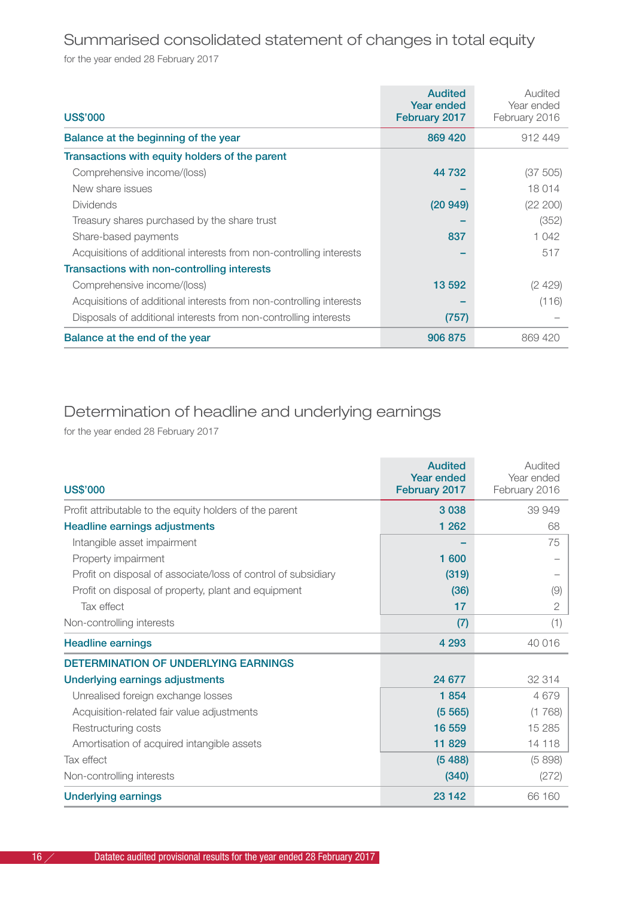# Summarised consolidated statement of changes in total equity

for the year ended 28 February 2017

| US$'000 | Audited Year ended February 2017 | Audited Year ended February 2016 |
|---|---|---|
| **Balance at the beginning of the year** | **869 420** | 912 449 |
| **Transactions with equity holders of the parent** | | |
| Comprehensive income/(loss) | **44 732** | (37 505) |
| New share issues | **–** | 18 014 |
| Dividends | **(20 949)** | (22 200) |
| Treasury shares purchased by the share trust | **–** | (352) |
| Share-based payments | **837** | 1 042 |
| Acquisitions of additional interests from non-controlling interests | **–** | 517 |
| **Transactions with non-controlling interests** | | |
| Comprehensive income/(loss) | **13 592** | (2 429) |
| Acquisitions of additional interests from non-controlling interests | **–** | (116) |
| Disposals of additional interests from non-controlling interests | **(757)** | – |
| **Balance at the end of the year** | **906 875** | 869 420 |

# Determination of headline and underlying earnings

for the year ended 28 February 2017

| US$'000 | Audited Year ended February 2017 | Audited Year ended February 2016 |
|---|---|---|
| Profit attributable to the equity holders of the parent | **3 038** | 39 949 |
| **Headline earnings adjustments** | **1 262** | 68 |
| Intangible asset impairment | **–** | 75 |
| Property impairment | **1 600** | – |
| Profit on disposal of associate/loss of control of subsidiary | **(319)** | – |
| Profit on disposal of property, plant and equipment | **(36)** | (9) |
| Tax effect | **17** | 2 |
| Non-controlling interests | **(7)** | (1) |
| **Headline earnings** | **4 293** | 40 016 |
| **DETERMINATION OF UNDERLYING EARNINGS** | | |
| **Underlying earnings adjustments** | **24 677** | 32 314 |
| Unrealised foreign exchange losses | **1 854** | 4 679 |
| Acquisition-related fair value adjustments | **(5 565)** | (1 768) |
| Restructuring costs | **16 559** | 15 285 |
| Amortisation of acquired intangible assets | **11 829** | 14 118 |
| Tax effect | **(5 488)** | (5 898) |
| Non-controlling interests | **(340)** | (272) |
| **Underlying earnings** | **23 142** | 66 160 |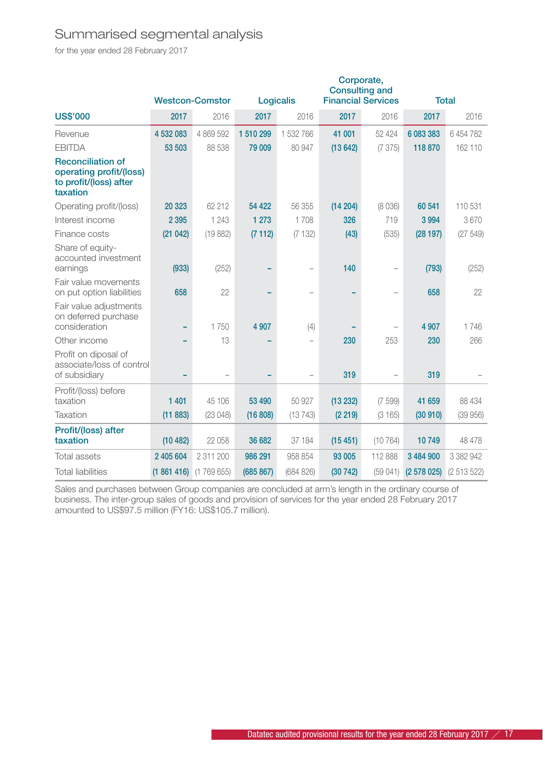# Summarised segmental analysis

for the year ended 28 February 2017

| | Westcon-Comstor | | Logicalis | | Corporate, Consulting and Financial Services | | Total | |
|---|---|---|---|---|---|---|---|---|
| **US$'000** | **2017** | 2016 | **2017** | 2016 | **2017** | 2016 | **2017** | 2016 |
| Revenue | **4 532 083** | 4 869 592 | **1 510 299** | 1 532 766 | **41 001** | 52 424 | **6 083 383** | 6 454 782 |
| EBITDA | **53 503** | 88 538 | **79 009** | 80 947 | **(13 642)** | (7 375) | **118 870** | 162 110 |
| **Reconciliation of operating profit/(loss) to profit/(loss) after taxation** | | | | | | | | |
| Operating profit/(loss) | **20 323** | 62 212 | **54 422** | 56 355 | **(14 204)** | (8 036) | **60 541** | 110 531 |
| Interest income | **2 395** | 1 243 | **1 273** | 1 708 | **326** | 719 | **3 994** | 3 670 |
| Finance costs | **(21 042)** | (19 882) | **(7 112)** | (7 132) | **(43)** | (535) | **(28 197)** | (27 549) |
| Share of equity-accounted investment earnings | **(933)** | (252) | **–** | – | **140** | – | **(793)** | (252) |
| Fair value movements on put option liabilities | **658** | 22 | **–** | – | **–** | – | **658** | 22 |
| Fair value adjustments on deferred purchase consideration | **–** | 1 750 | **4 907** | (4) | **–** | – | **4 907** | 1 746 |
| Other income | **–** | 13 | **–** | – | **230** | 253 | **230** | 266 |
| Profit on diposal of associate/loss of control of subsidiary | **–** | – | **–** | – | **319** | – | **319** | – |
| Profit/(loss) before taxation | **1 401** | 45 106 | **53 490** | 50 927 | **(13 232)** | (7 599) | **41 659** | 88 434 |
| Taxation | **(11 883)** | (23 048) | **(16 808)** | (13 743) | **(2 219)** | (3 165) | **(30 910)** | (39 956) |
| **Profit/(loss) after taxation** | **(10 482)** | 22 058 | **36 682** | 37 184 | **(15 451)** | (10 764) | **10 749** | 48 478 |
| Total assets | **2 405 604** | 2 311 200 | **986 291** | 958 854 | **93 005** | 112 888 | **3 484 900** | 3 382 942 |
| Total liabilities | **(1 861 416)** | (1 769 655) | **(685 867)** | (684 826) | **(30 742)** | (59 041) | **(2 578 025)** | (2 513 522) |

Sales and purchases between Group companies are concluded at arm's length in the ordinary course of business. The inter-group sales of goods and provision of services for the year ended 28 February 2017 amounted to US$97.5 million (FY16: US$105.7 million).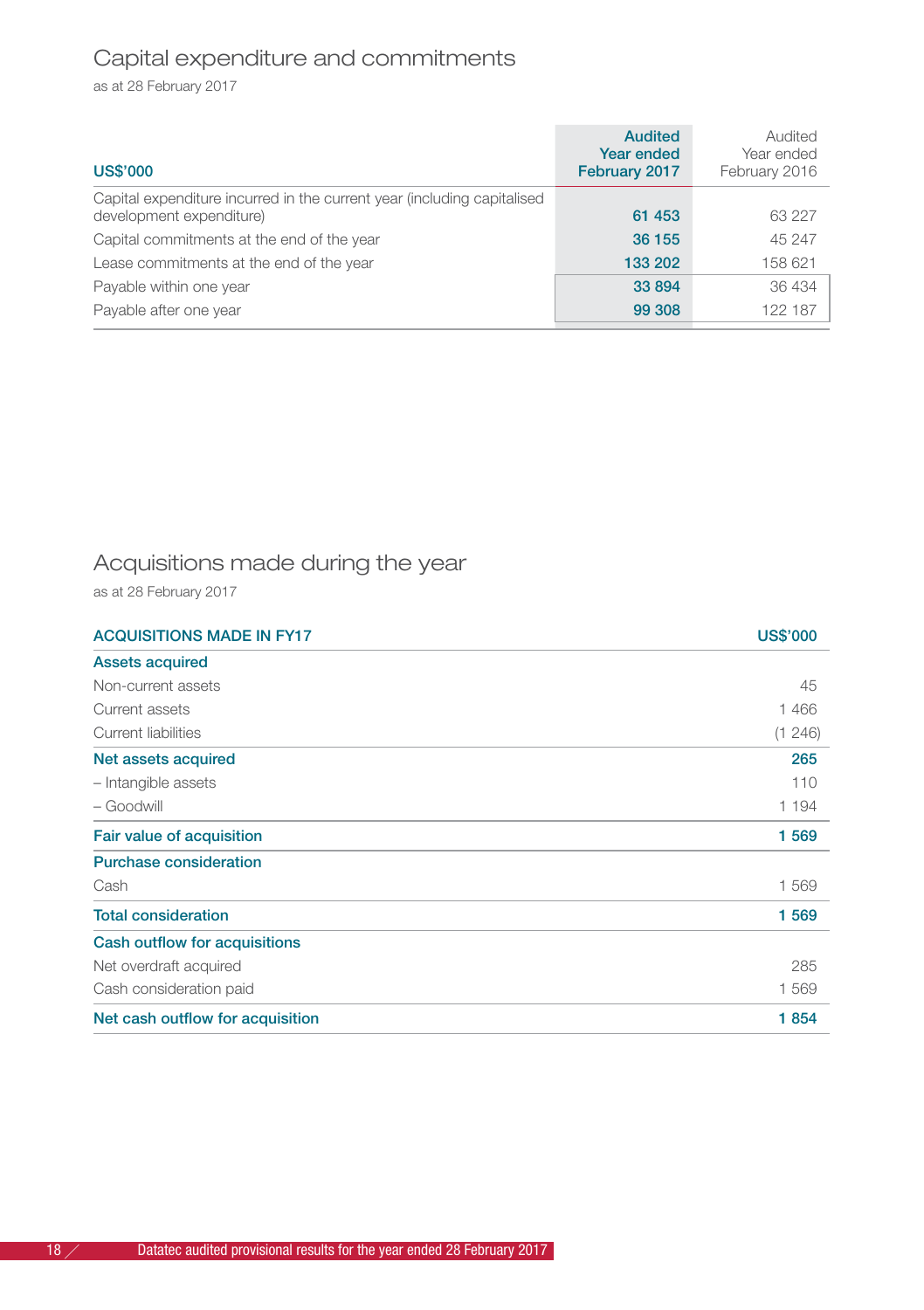## Capital expenditure and commitments

as at 28 February 2017

| US$'000 | Audited Year ended February 2017 | Audited Year ended February 2016 |
|---|---|---|
| Capital expenditure incurred in the current year (including capitalised development expenditure) | **61 453** | 63 227 |
| Capital commitments at the end of the year | **36 155** | 45 247 |
| Lease commitments at the end of the year | **133 202** | 158 621 |
| Payable within one year | **33 894** | 36 434 |
| Payable after one year | **99 308** | 122 187 |

## Acquisitions made during the year

as at 28 February 2017

| ACQUISITIONS MADE IN FY17 | US$'000 |
|---|---|
| **Assets acquired** | |
| Non-current assets | 45 |
| Current assets | 1 466 |
| Current liabilities | (1 246) |
| **Net assets acquired** | **265** |
| – Intangible assets | 110 |
| – Goodwill | 1 194 |
| **Fair value of acquisition** | **1 569** |
| **Purchase consideration** | |
| Cash | 1 569 |
| **Total consideration** | **1 569** |
| **Cash outflow for acquisitions** | |
| Net overdraft acquired | 285 |
| Cash consideration paid | 1 569 |
| **Net cash outflow for acquisition** | **1 854** |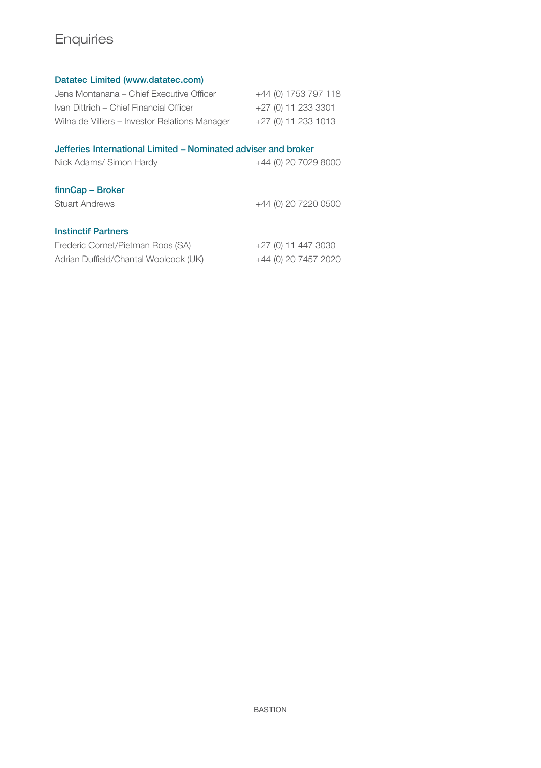# Enquiries

**Datatec Limited (www.datatec.com)**

| | |
|---|---|
| Jens Montanana – Chief Executive Officer | +44 (0) 1753 797 118 |
| Ivan Dittrich – Chief Financial Officer | +27 (0) 11 233 3301 |
| Wilna de Villiers – Investor Relations Manager | +27 (0) 11 233 1013 |

**Jefferies International Limited – Nominated adviser and broker**

| | |
|---|---|
| Nick Adams/ Simon Hardy | +44 (0) 20 7029 8000 |

**finnCap – Broker**

| | |
|---|---|
| Stuart Andrews | +44 (0) 20 7220 0500 |

**Instinctif Partners**

| | |
|---|---|
| Frederic Cornet/Pietman Roos (SA) | +27 (0) 11 447 3030 |
| Adrian Duffield/Chantal Woolcock (UK) | +44 (0) 20 7457 2020 |

BASTION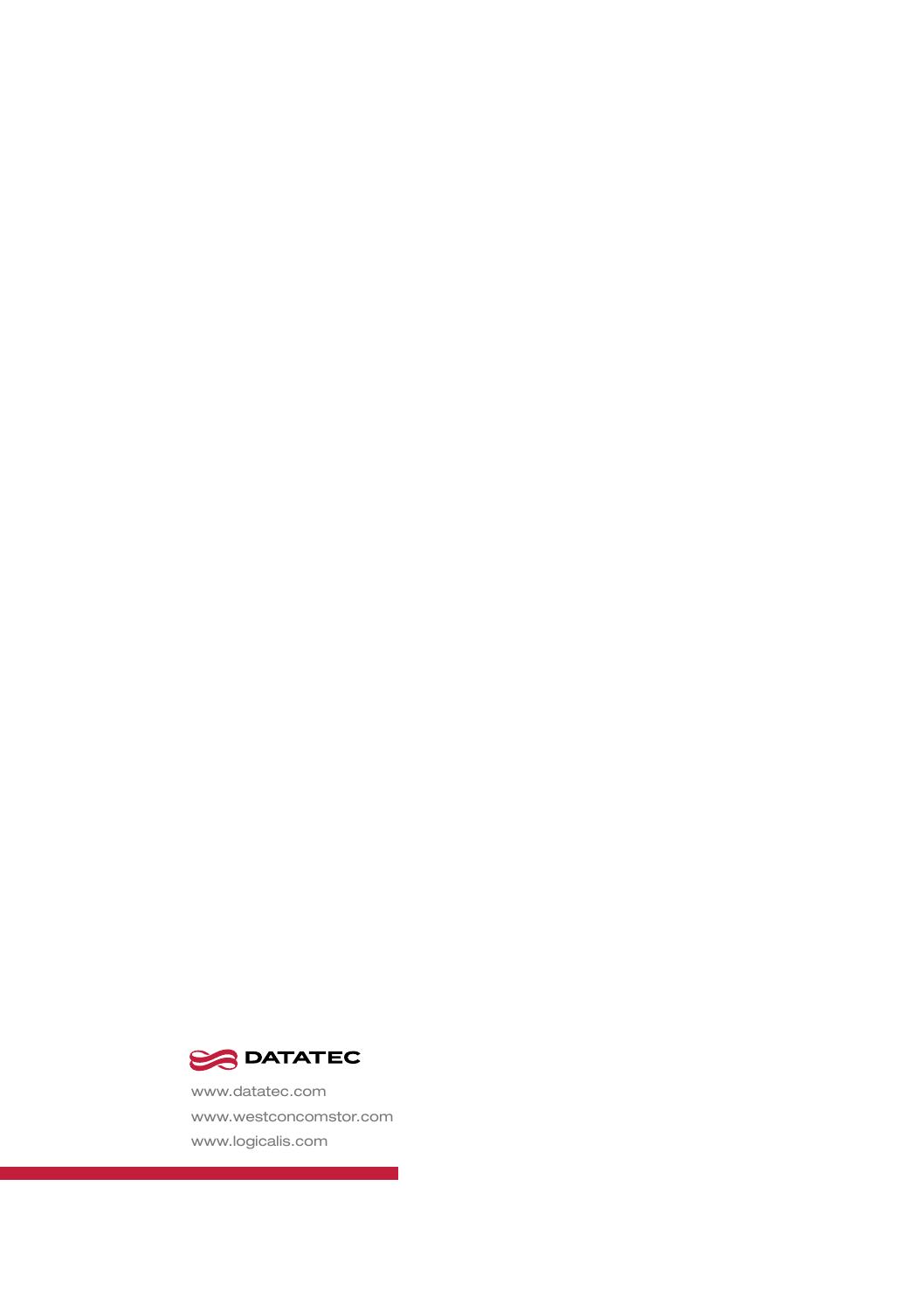DATATEC

www.datatec.com

www.westconcomstor.com

www.logicalis.com